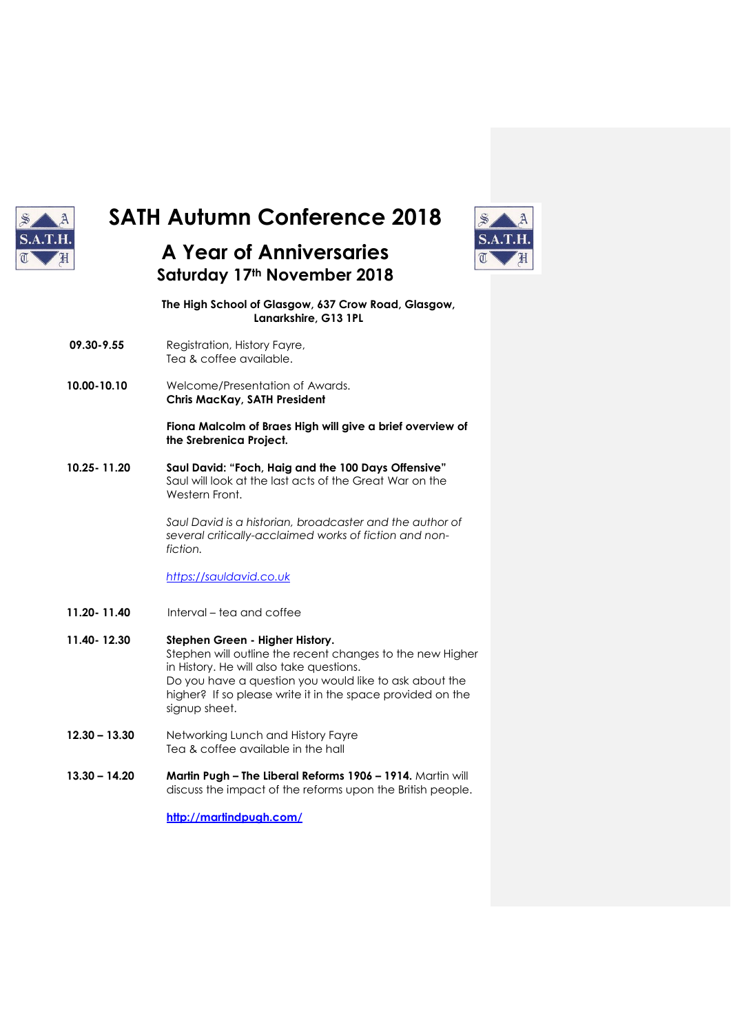# SATH Autumn Conference 2018

## A Year of Anniversaries

### Saturday 17th November 2018

**The High School of Glasgow, 637 Crow Road, Glasgow, Lanarkshire, G13 1PL**

**09.30-9.55** Registration, History Fayre,
Tea & coffee available.

**10.00-10.10** Welcome/Presentation of Awards.
**Chris MacKay, SATH President**

**Fiona Malcolm of Braes High will give a brief overview of the Srebrenica Project.**

**10.25- 11.20** **Saul David: "Foch, Haig and the 100 Days Offensive"**
Saul will look at the last acts of the Great War on the Western Front.

*Saul David is a historian, broadcaster and the author of several critically-acclaimed works of fiction and non-fiction.*

*https://sauldavid.co.uk*

**11.20- 11.40** Interval – tea and coffee

**11.40- 12.30** **Stephen Green - Higher History.**
Stephen will outline the recent changes to the new Higher in History. He will also take questions.
Do you have a question you would like to ask about the higher? If so please write it in the space provided on the signup sheet.

**12.30 – 13.30** Networking Lunch and History Fayre
Tea & coffee available in the hall

**13.30 – 14.20** **Martin Pugh – The Liberal Reforms 1906 – 1914.** Martin will discuss the impact of the reforms upon the British people.

**http://martindpugh.com/**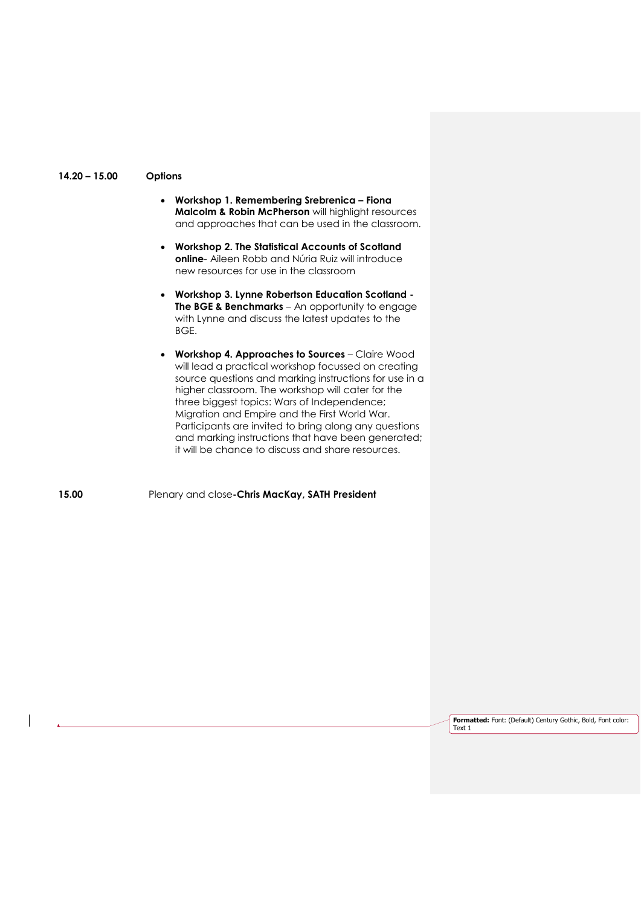**14.20 – 15.00** **Options**

- **Workshop 1. Remembering Srebrenica – Fiona Malcolm & Robin McPherson** will highlight resources and approaches that can be used in the classroom.

- **Workshop 2. The Statistical Accounts of Scotland online**- Aileen Robb and Núria Ruiz will introduce new resources for use in the classroom

- **Workshop 3. Lynne Robertson Education Scotland - The BGE & Benchmarks** – An opportunity to engage with Lynne and discuss the latest updates to the BGE.

- **Workshop 4. Approaches to Sources** – Claire Wood will lead a practical workshop focussed on creating source questions and marking instructions for use in a higher classroom. The workshop will cater for the three biggest topics: Wars of Independence; Migration and Empire and the First World War. Participants are invited to bring along any questions and marking instructions that have been generated; it will be chance to discuss and share resources.

**15.00** Plenary and close**-Chris MacKay, SATH President**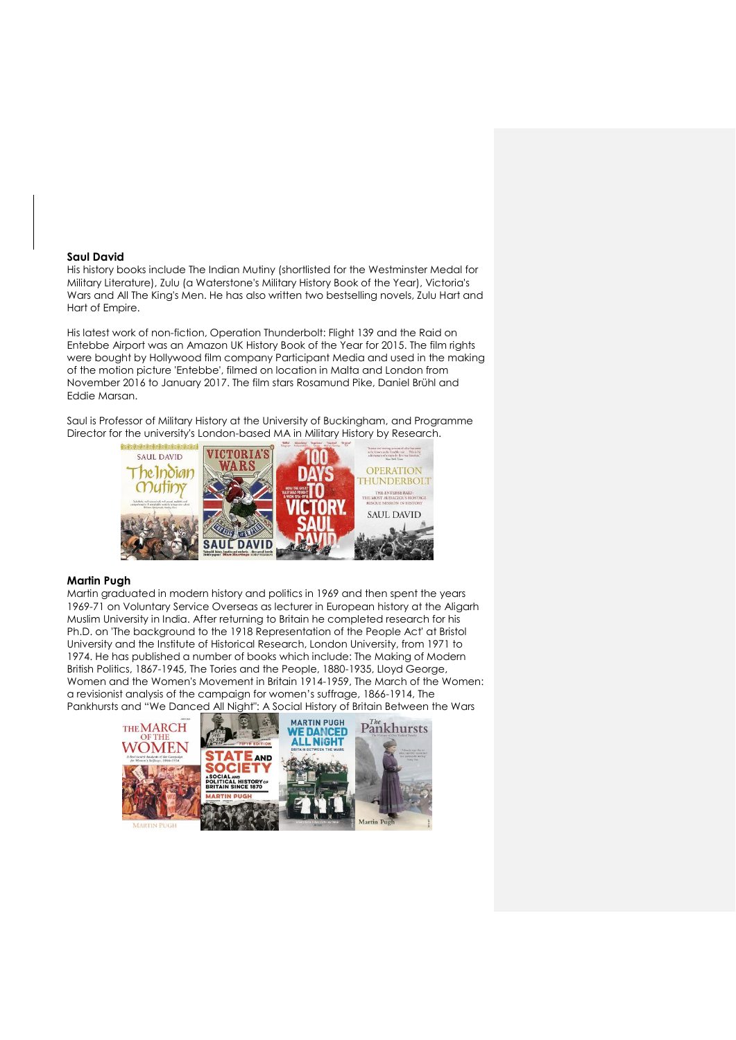**Saul David**

His history books include The Indian Mutiny (shortlisted for the Westminster Medal for Military Literature), Zulu (a Waterstone's Military History Book of the Year), Victoria's Wars and All The King's Men. He has also written two bestselling novels, Zulu Hart and Hart of Empire.

His latest work of non-fiction, Operation Thunderbolt: Flight 139 and the Raid on Entebbe Airport was an Amazon UK History Book of the Year for 2015. The film rights were bought by Hollywood film company Participant Media and used in the making of the motion picture 'Entebbe', filmed on location in Malta and London from November 2016 to January 2017. The film stars Rosamund Pike, Daniel Brühl and Eddie Marsan.

Saul is Professor of Military History at the University of Buckingham, and Programme Director for the university's London-based MA in Military History by Research.

**Martin Pugh**

Martin graduated in modern history and politics in 1969 and then spent the years 1969-71 on Voluntary Service Overseas as lecturer in European history at the Aligarh Muslim University in India. After returning to Britain he completed research for his Ph.D. on 'The background to the 1918 Representation of the People Act' at Bristol University and the Institute of Historical Research, London University, from 1971 to 1974. He has published a number of books which include: The Making of Modern British Politics, 1867-1945, The Tories and the People, 1880-1935, Lloyd George, Women and the Women's Movement in Britain 1914-1959, The March of the Women: a revisionist analysis of the campaign for women's suffrage, 1866-1914, The Pankhursts and "We Danced All Night": A Social History of Britain Between the Wars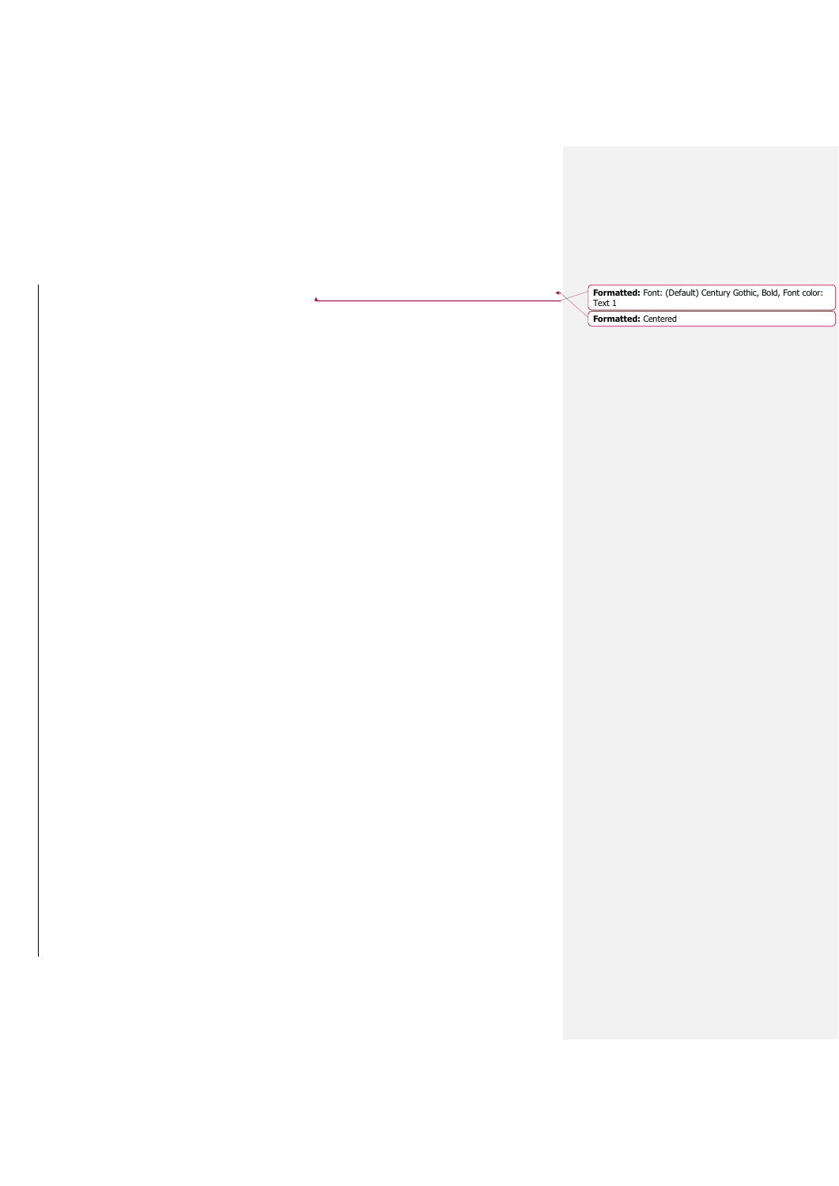**Formatted:** Font: (Default) Century Gothic, Bold, Font color: Text 1

**Formatted:** Centered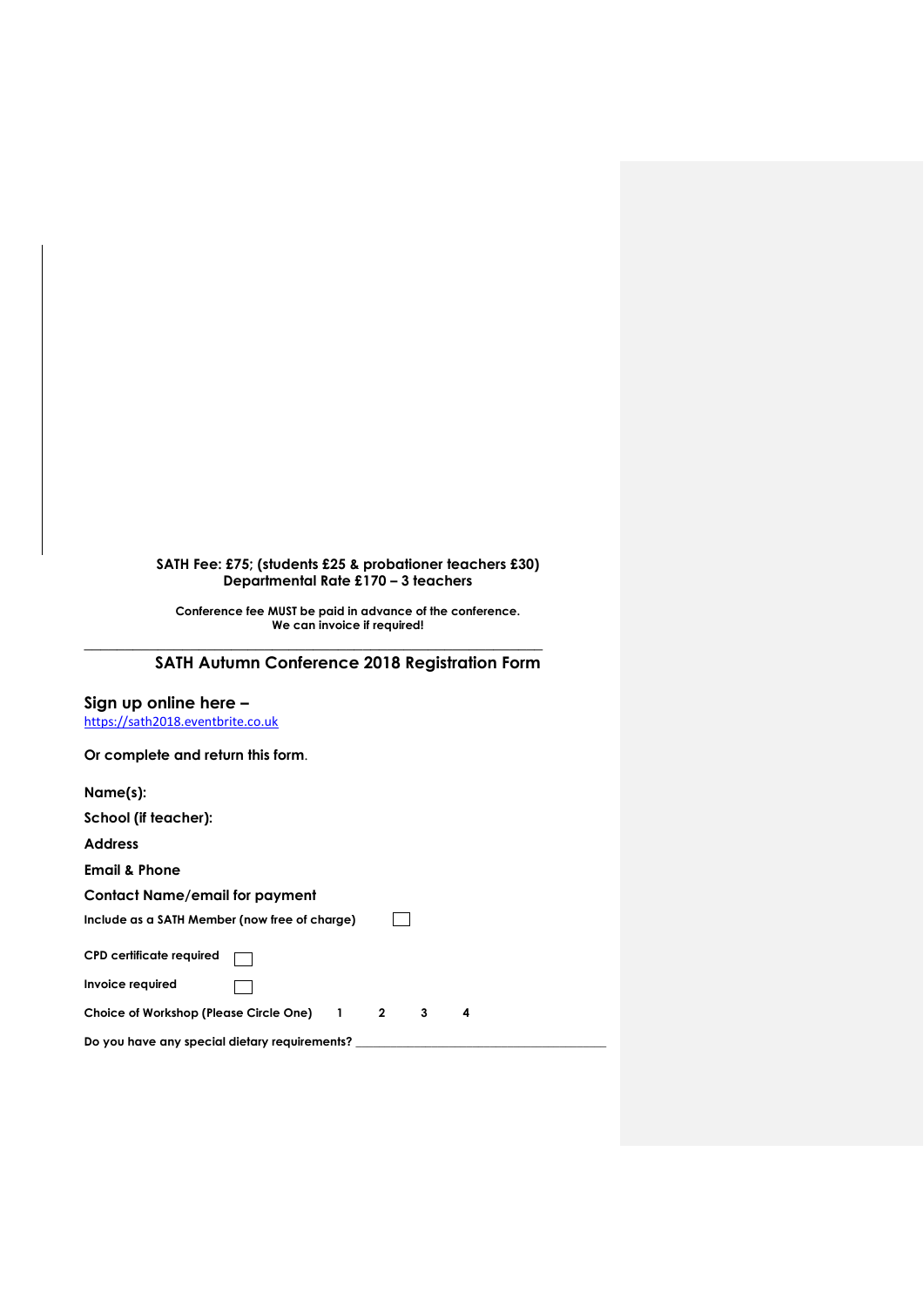**SATH Fee: £75; (students £25 & probationer teachers £30)**
**Departmental Rate £170 – 3 teachers**

**Conference fee MUST be paid in advance of the conference.**
**We can invoice if required!**

---

## SATH Autumn Conference 2018 Registration Form

### Sign up online here –

https://sath2018.eventbrite.co.uk

**Or complete and return this form.**

**Name(s):**

**School (if teacher):**

**Address**

**Email & Phone**

**Contact Name/email for payment**

**Include as a SATH Member (now free of charge)** ☐

**CPD certificate required** ☐

**Invoice required** ☐

**Choice of Workshop (Please Circle One)** 1 2 3 4

**Do you have any special dietary requirements?** \_\_\_\_\_\_\_\_\_\_\_\_\_\_\_\_\_\_\_\_\_\_\_\_\_\_\_\_\_\_\_\_\_\_\_\_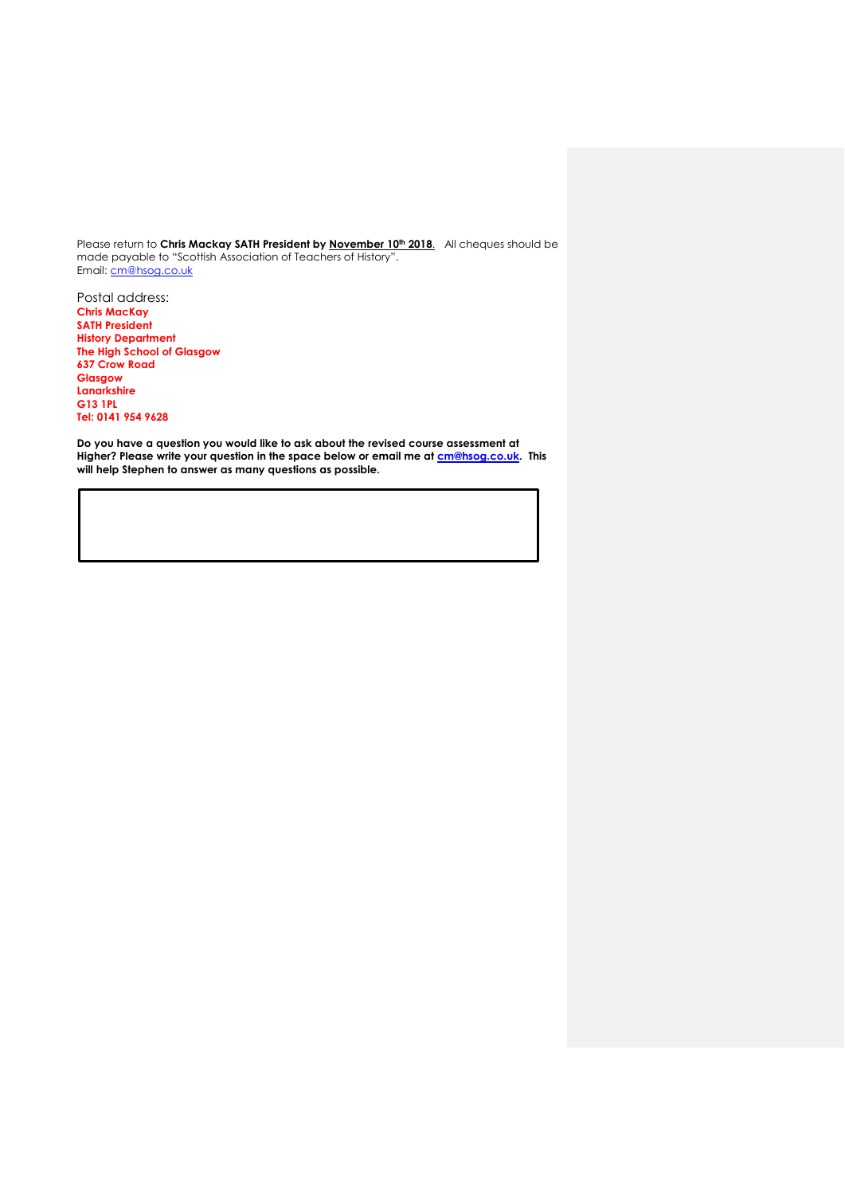Please return to **Chris Mackay SATH President by <u>November 10th 2018</u>.** All cheques should be made payable to "Scottish Association of Teachers of History".
Email: cm@hsog.co.uk

Postal address:
**Chris MacKay**
**SATH President**
**History Department**
**The High School of Glasgow**
**637 Crow Road**
**Glasgow**
**Lanarkshire**
**G13 1PL**
**Tel: 0141 954 9628**

**Do you have a question you would like to ask about the revised course assessment at Higher? Please write your question in the space below or email me at cm@hsog.co.uk. This will help Stephen to answer as many questions as possible.**